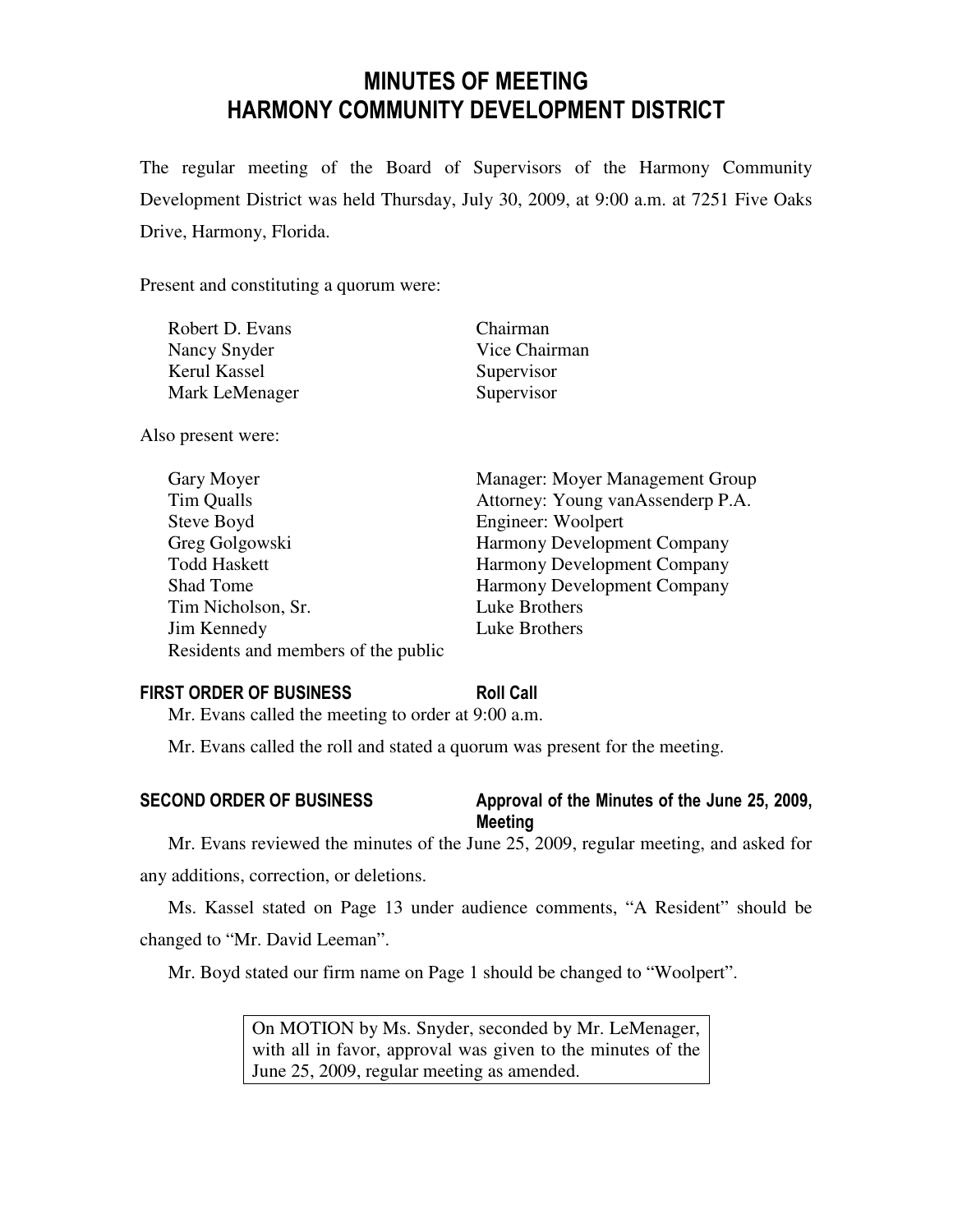# MINUTES OF MEETING
# HARMONY COMMUNITY DEVELOPMENT DISTRICT

The regular meeting of the Board of Supervisors of the Harmony Community Development District was held Thursday, July 30, 2009, at 9:00 a.m. at 7251 Five Oaks Drive, Harmony, Florida.

Present and constituting a quorum were:

| | |
|---|---|
| Robert D. Evans | Chairman |
| Nancy Snyder | Vice Chairman |
| Kerul Kassel | Supervisor |
| Mark LeMenager | Supervisor |

Also present were:

| | |
|---|---|
| Gary Moyer | Manager: Moyer Management Group |
| Tim Qualls | Attorney: Young vanAssenderp P.A. |
| Steve Boyd | Engineer: Woolpert |
| Greg Golgowski | Harmony Development Company |
| Todd Haskett | Harmony Development Company |
| Shad Tome | Harmony Development Company |
| Tim Nicholson, Sr. | Luke Brothers |
| Jim Kennedy | Luke Brothers |
| Residents and members of the public | |

**FIRST ORDER OF BUSINESS** **Roll Call**

Mr. Evans called the meeting to order at 9:00 a.m.

Mr. Evans called the roll and stated a quorum was present for the meeting.

**SECOND ORDER OF BUSINESS** **Approval of the Minutes of the June 25, 2009, Meeting**

Mr. Evans reviewed the minutes of the June 25, 2009, regular meeting, and asked for any additions, correction, or deletions.

Ms. Kassel stated on Page 13 under audience comments, "A Resident" should be changed to "Mr. David Leeman".

Mr. Boyd stated our firm name on Page 1 should be changed to "Woolpert".

> On MOTION by Ms. Snyder, seconded by Mr. LeMenager, with all in favor, approval was given to the minutes of the June 25, 2009, regular meeting as amended.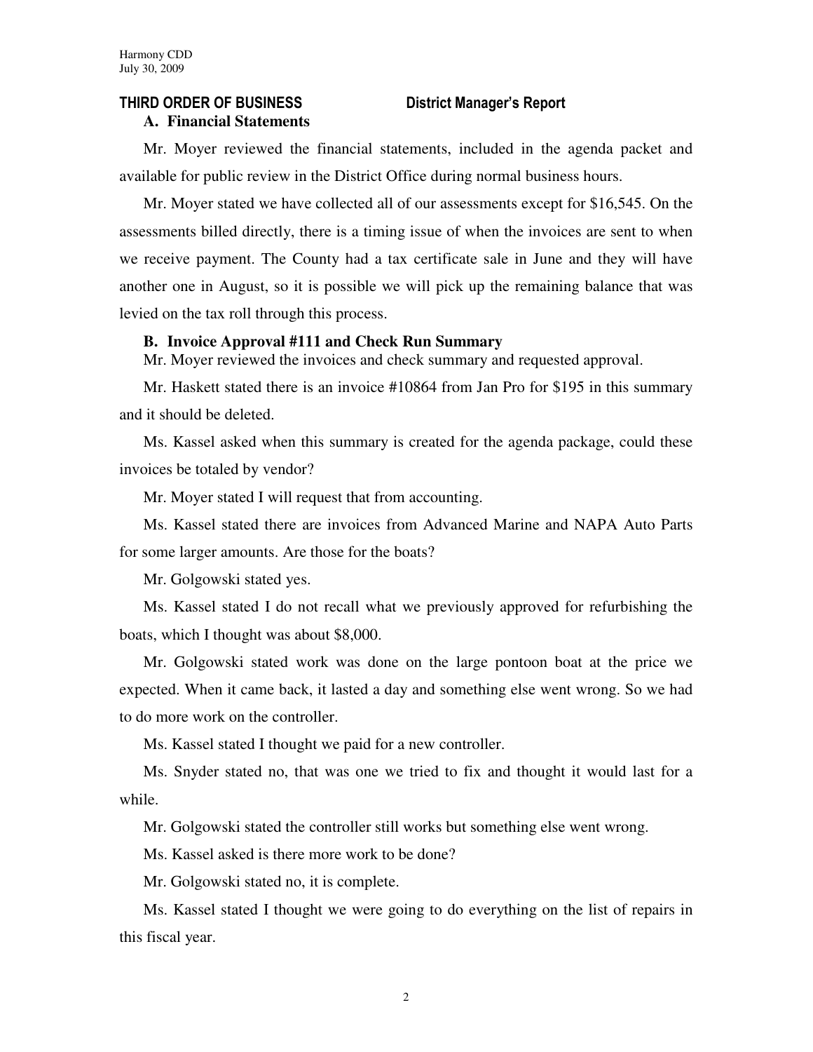## THIRD ORDER OF BUSINESS District Manager's Report

### A. Financial Statements

Mr. Moyer reviewed the financial statements, included in the agenda packet and available for public review in the District Office during normal business hours.

Mr. Moyer stated we have collected all of our assessments except for $16,545. On the assessments billed directly, there is a timing issue of when the invoices are sent to when we receive payment. The County had a tax certificate sale in June and they will have another one in August, so it is possible we will pick up the remaining balance that was levied on the tax roll through this process.

### B. Invoice Approval #111 and Check Run Summary

Mr. Moyer reviewed the invoices and check summary and requested approval.

Mr. Haskett stated there is an invoice #10864 from Jan Pro for $195 in this summary and it should be deleted.

Ms. Kassel asked when this summary is created for the agenda package, could these invoices be totaled by vendor?

Mr. Moyer stated I will request that from accounting.

Ms. Kassel stated there are invoices from Advanced Marine and NAPA Auto Parts for some larger amounts. Are those for the boats?

Mr. Golgowski stated yes.

Ms. Kassel stated I do not recall what we previously approved for refurbishing the boats, which I thought was about $8,000.

Mr. Golgowski stated work was done on the large pontoon boat at the price we expected. When it came back, it lasted a day and something else went wrong. So we had to do more work on the controller.

Ms. Kassel stated I thought we paid for a new controller.

Ms. Snyder stated no, that was one we tried to fix and thought it would last for a while.

Mr. Golgowski stated the controller still works but something else went wrong.

Ms. Kassel asked is there more work to be done?

Mr. Golgowski stated no, it is complete.

Ms. Kassel stated I thought we were going to do everything on the list of repairs in this fiscal year.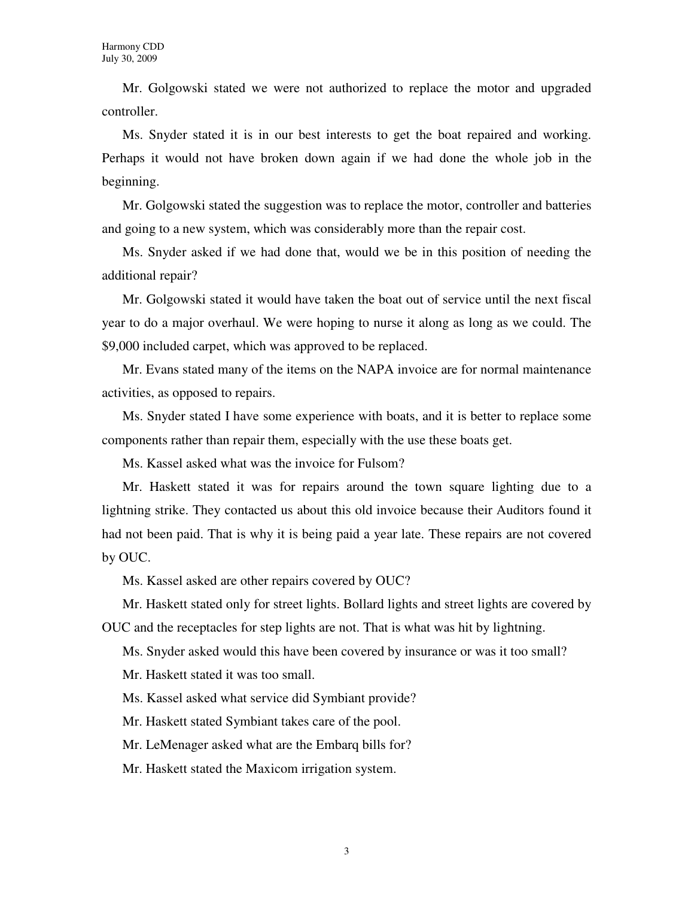Mr. Golgowski stated we were not authorized to replace the motor and upgraded controller.

Ms. Snyder stated it is in our best interests to get the boat repaired and working. Perhaps it would not have broken down again if we had done the whole job in the beginning.

Mr. Golgowski stated the suggestion was to replace the motor, controller and batteries and going to a new system, which was considerably more than the repair cost.

Ms. Snyder asked if we had done that, would we be in this position of needing the additional repair?

Mr. Golgowski stated it would have taken the boat out of service until the next fiscal year to do a major overhaul. We were hoping to nurse it along as long as we could. The $9,000 included carpet, which was approved to be replaced.

Mr. Evans stated many of the items on the NAPA invoice are for normal maintenance activities, as opposed to repairs.

Ms. Snyder stated I have some experience with boats, and it is better to replace some components rather than repair them, especially with the use these boats get.

Ms. Kassel asked what was the invoice for Fulsom?

Mr. Haskett stated it was for repairs around the town square lighting due to a lightning strike. They contacted us about this old invoice because their Auditors found it had not been paid. That is why it is being paid a year late. These repairs are not covered by OUC.

Ms. Kassel asked are other repairs covered by OUC?

Mr. Haskett stated only for street lights. Bollard lights and street lights are covered by OUC and the receptacles for step lights are not. That is what was hit by lightning.

Ms. Snyder asked would this have been covered by insurance or was it too small?

Mr. Haskett stated it was too small.

Ms. Kassel asked what service did Symbiant provide?

Mr. Haskett stated Symbiant takes care of the pool.

Mr. LeMenager asked what are the Embarq bills for?

Mr. Haskett stated the Maxicom irrigation system.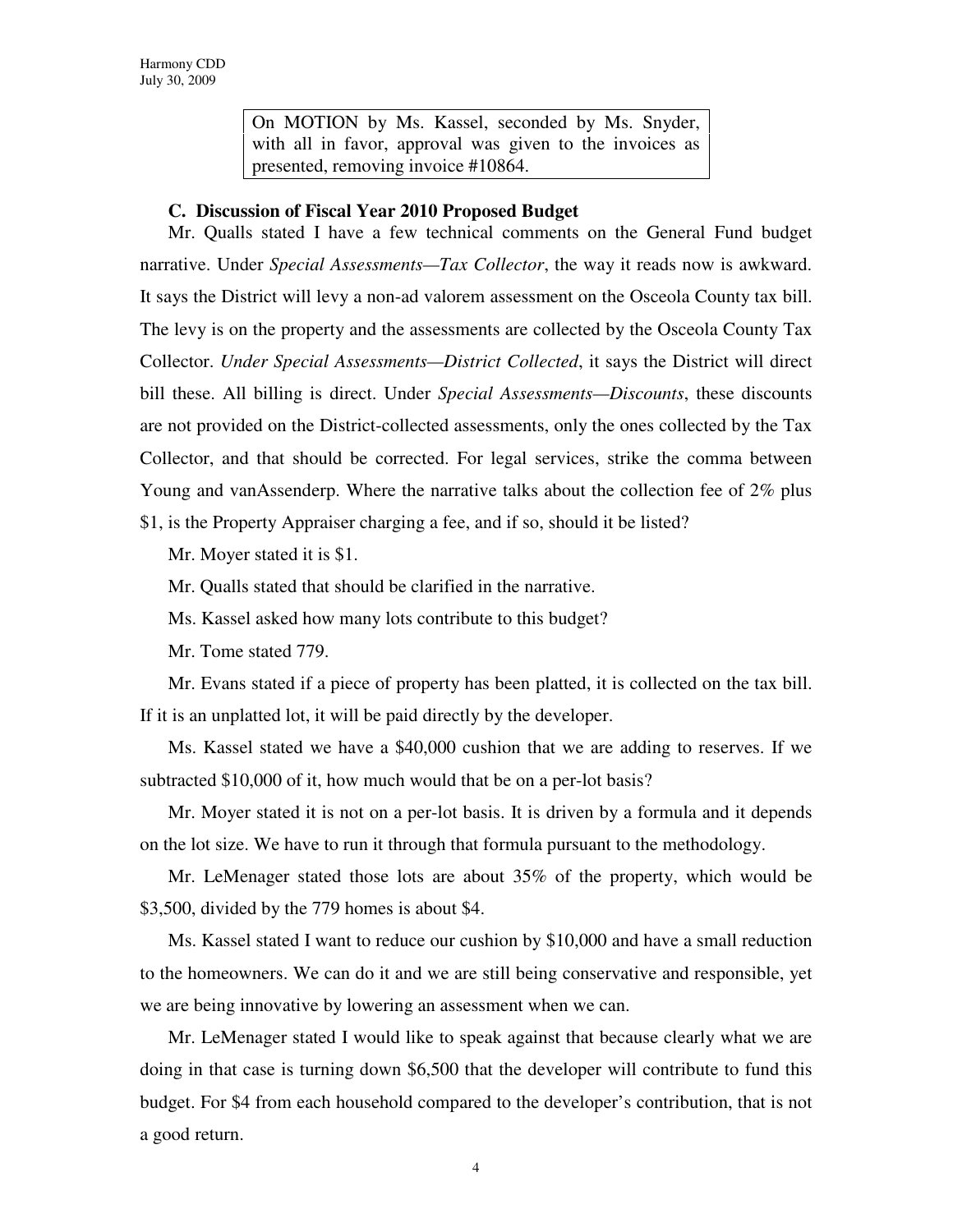> On MOTION by Ms. Kassel, seconded by Ms. Snyder, with all in favor, approval was given to the invoices as presented, removing invoice #10864.

**C. Discussion of Fiscal Year 2010 Proposed Budget**

Mr. Qualls stated I have a few technical comments on the General Fund budget narrative. Under *Special Assessments—Tax Collector*, the way it reads now is awkward. It says the District will levy a non-ad valorem assessment on the Osceola County tax bill. The levy is on the property and the assessments are collected by the Osceola County Tax Collector. *Under Special Assessments—District Collected*, it says the District will direct bill these. All billing is direct. Under *Special Assessments—Discounts*, these discounts are not provided on the District-collected assessments, only the ones collected by the Tax Collector, and that should be corrected. For legal services, strike the comma between Young and vanAssenderp. Where the narrative talks about the collection fee of 2% plus $1, is the Property Appraiser charging a fee, and if so, should it be listed?

Mr. Moyer stated it is $1.

Mr. Qualls stated that should be clarified in the narrative.

Ms. Kassel asked how many lots contribute to this budget?

Mr. Tome stated 779.

Mr. Evans stated if a piece of property has been platted, it is collected on the tax bill. If it is an unplatted lot, it will be paid directly by the developer.

Ms. Kassel stated we have a $40,000 cushion that we are adding to reserves. If we subtracted $10,000 of it, how much would that be on a per-lot basis?

Mr. Moyer stated it is not on a per-lot basis. It is driven by a formula and it depends on the lot size. We have to run it through that formula pursuant to the methodology.

Mr. LeMenager stated those lots are about 35% of the property, which would be $3,500, divided by the 779 homes is about $4.

Ms. Kassel stated I want to reduce our cushion by $10,000 and have a small reduction to the homeowners. We can do it and we are still being conservative and responsible, yet we are being innovative by lowering an assessment when we can.

Mr. LeMenager stated I would like to speak against that because clearly what we are doing in that case is turning down $6,500 that the developer will contribute to fund this budget. For $4 from each household compared to the developer's contribution, that is not a good return.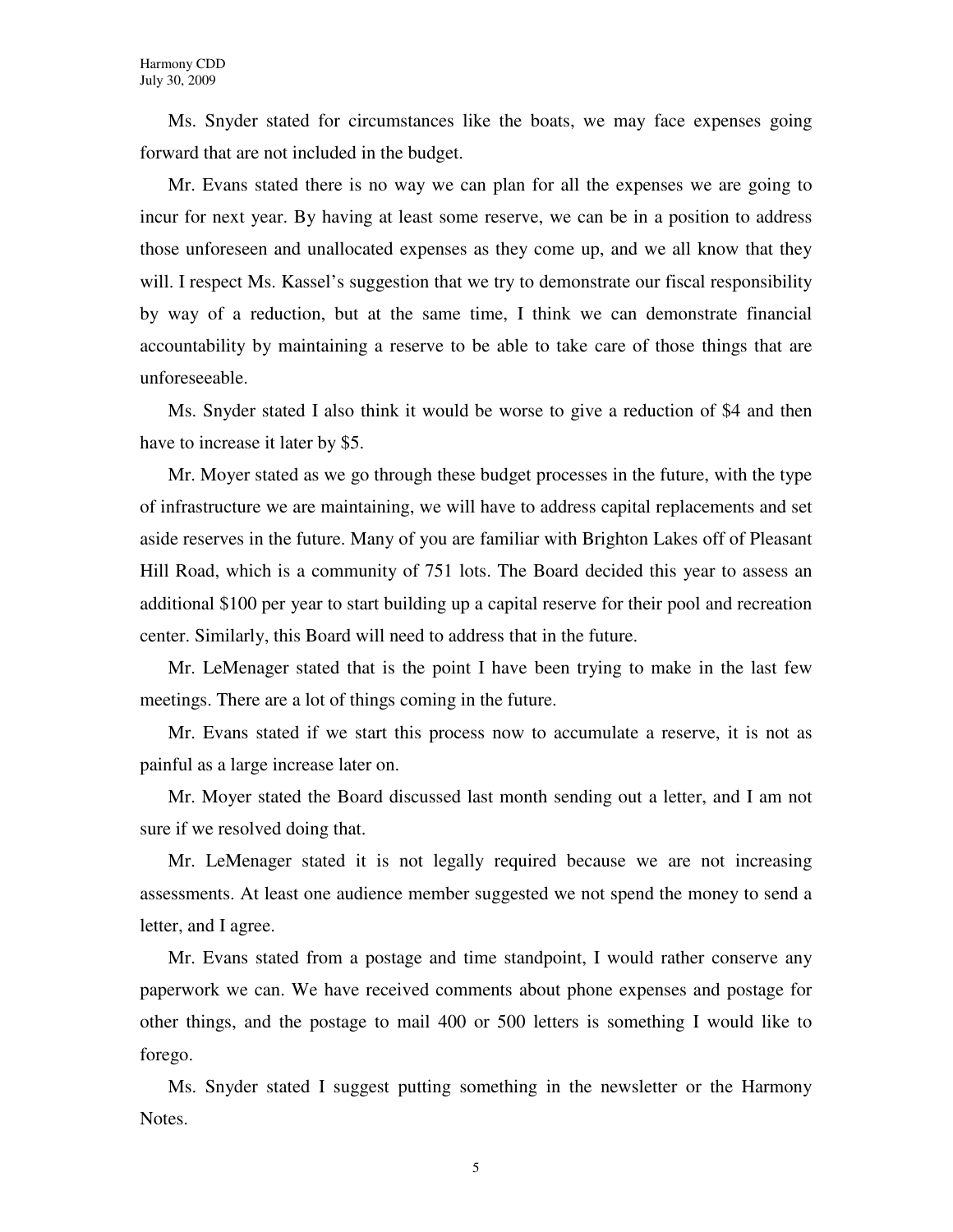Ms. Snyder stated for circumstances like the boats, we may face expenses going forward that are not included in the budget.

Mr. Evans stated there is no way we can plan for all the expenses we are going to incur for next year. By having at least some reserve, we can be in a position to address those unforeseen and unallocated expenses as they come up, and we all know that they will. I respect Ms. Kassel's suggestion that we try to demonstrate our fiscal responsibility by way of a reduction, but at the same time, I think we can demonstrate financial accountability by maintaining a reserve to be able to take care of those things that are unforeseeable.

Ms. Snyder stated I also think it would be worse to give a reduction of $4 and then have to increase it later by $5.

Mr. Moyer stated as we go through these budget processes in the future, with the type of infrastructure we are maintaining, we will have to address capital replacements and set aside reserves in the future. Many of you are familiar with Brighton Lakes off of Pleasant Hill Road, which is a community of 751 lots. The Board decided this year to assess an additional $100 per year to start building up a capital reserve for their pool and recreation center. Similarly, this Board will need to address that in the future.

Mr. LeMenager stated that is the point I have been trying to make in the last few meetings. There are a lot of things coming in the future.

Mr. Evans stated if we start this process now to accumulate a reserve, it is not as painful as a large increase later on.

Mr. Moyer stated the Board discussed last month sending out a letter, and I am not sure if we resolved doing that.

Mr. LeMenager stated it is not legally required because we are not increasing assessments. At least one audience member suggested we not spend the money to send a letter, and I agree.

Mr. Evans stated from a postage and time standpoint, I would rather conserve any paperwork we can. We have received comments about phone expenses and postage for other things, and the postage to mail 400 or 500 letters is something I would like to forego.

Ms. Snyder stated I suggest putting something in the newsletter or the Harmony Notes.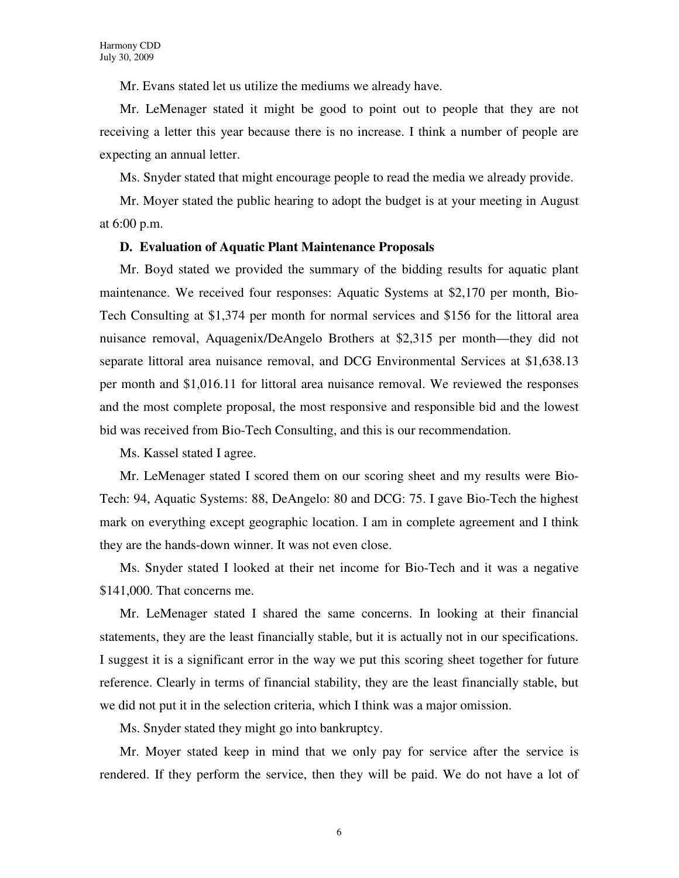Mr. Evans stated let us utilize the mediums we already have.

Mr. LeMenager stated it might be good to point out to people that they are not receiving a letter this year because there is no increase. I think a number of people are expecting an annual letter.

Ms. Snyder stated that might encourage people to read the media we already provide.

Mr. Moyer stated the public hearing to adopt the budget is at your meeting in August at 6:00 p.m.

**D. Evaluation of Aquatic Plant Maintenance Proposals**

Mr. Boyd stated we provided the summary of the bidding results for aquatic plant maintenance. We received four responses: Aquatic Systems at $2,170 per month, Bio-Tech Consulting at $1,374 per month for normal services and $156 for the littoral area nuisance removal, Aquagenix/DeAngelo Brothers at $2,315 per month—they did not separate littoral area nuisance removal, and DCG Environmental Services at $1,638.13 per month and $1,016.11 for littoral area nuisance removal. We reviewed the responses and the most complete proposal, the most responsive and responsible bid and the lowest bid was received from Bio-Tech Consulting, and this is our recommendation.

Ms. Kassel stated I agree.

Mr. LeMenager stated I scored them on our scoring sheet and my results were Bio-Tech: 94, Aquatic Systems: 88, DeAngelo: 80 and DCG: 75. I gave Bio-Tech the highest mark on everything except geographic location. I am in complete agreement and I think they are the hands-down winner. It was not even close.

Ms. Snyder stated I looked at their net income for Bio-Tech and it was a negative $141,000. That concerns me.

Mr. LeMenager stated I shared the same concerns. In looking at their financial statements, they are the least financially stable, but it is actually not in our specifications. I suggest it is a significant error in the way we put this scoring sheet together for future reference. Clearly in terms of financial stability, they are the least financially stable, but we did not put it in the selection criteria, which I think was a major omission.

Ms. Snyder stated they might go into bankruptcy.

Mr. Moyer stated keep in mind that we only pay for service after the service is rendered. If they perform the service, then they will be paid. We do not have a lot of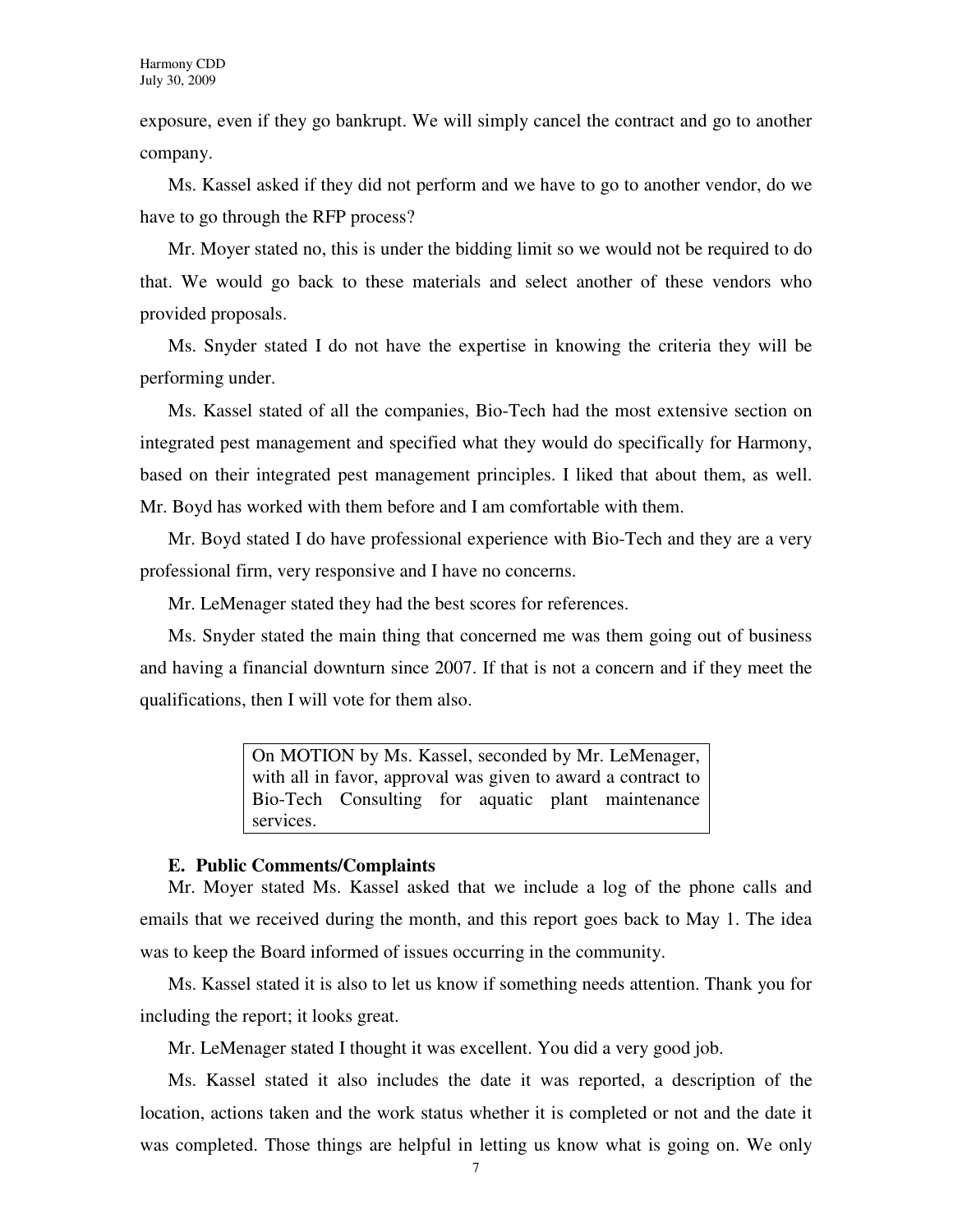exposure, even if they go bankrupt. We will simply cancel the contract and go to another company.

Ms. Kassel asked if they did not perform and we have to go to another vendor, do we have to go through the RFP process?

Mr. Moyer stated no, this is under the bidding limit so we would not be required to do that. We would go back to these materials and select another of these vendors who provided proposals.

Ms. Snyder stated I do not have the expertise in knowing the criteria they will be performing under.

Ms. Kassel stated of all the companies, Bio-Tech had the most extensive section on integrated pest management and specified what they would do specifically for Harmony, based on their integrated pest management principles. I liked that about them, as well. Mr. Boyd has worked with them before and I am comfortable with them.

Mr. Boyd stated I do have professional experience with Bio-Tech and they are a very professional firm, very responsive and I have no concerns.

Mr. LeMenager stated they had the best scores for references.

Ms. Snyder stated the main thing that concerned me was them going out of business and having a financial downturn since 2007. If that is not a concern and if they meet the qualifications, then I will vote for them also.

> On MOTION by Ms. Kassel, seconded by Mr. LeMenager, with all in favor, approval was given to award a contract to Bio-Tech Consulting for aquatic plant maintenance services.

**E. Public Comments/Complaints**

Mr. Moyer stated Ms. Kassel asked that we include a log of the phone calls and emails that we received during the month, and this report goes back to May 1. The idea was to keep the Board informed of issues occurring in the community.

Ms. Kassel stated it is also to let us know if something needs attention. Thank you for including the report; it looks great.

Mr. LeMenager stated I thought it was excellent. You did a very good job.

Ms. Kassel stated it also includes the date it was reported, a description of the location, actions taken and the work status whether it is completed or not and the date it was completed. Those things are helpful in letting us know what is going on. We only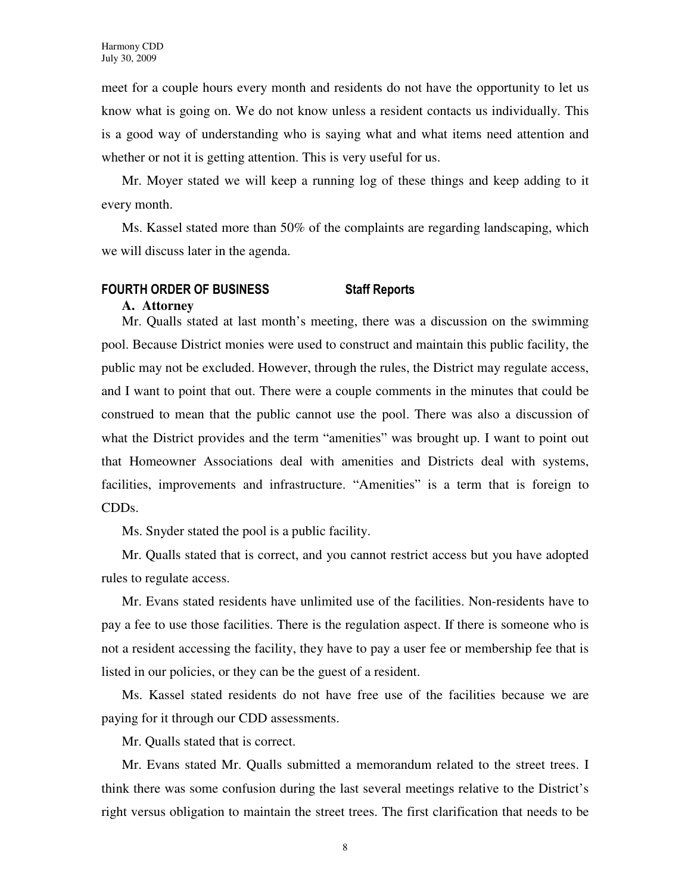meet for a couple hours every month and residents do not have the opportunity to let us know what is going on. We do not know unless a resident contacts us individually. This is a good way of understanding who is saying what and what items need attention and whether or not it is getting attention. This is very useful for us.

Mr. Moyer stated we will keep a running log of these things and keep adding to it every month.

Ms. Kassel stated more than 50% of the complaints are regarding landscaping, which we will discuss later in the agenda.

## FOURTH ORDER OF BUSINESS Staff Reports

### A. Attorney

Mr. Qualls stated at last month's meeting, there was a discussion on the swimming pool. Because District monies were used to construct and maintain this public facility, the public may not be excluded. However, through the rules, the District may regulate access, and I want to point that out. There were a couple comments in the minutes that could be construed to mean that the public cannot use the pool. There was also a discussion of what the District provides and the term "amenities" was brought up. I want to point out that Homeowner Associations deal with amenities and Districts deal with systems, facilities, improvements and infrastructure. "Amenities" is a term that is foreign to CDDs.

Ms. Snyder stated the pool is a public facility.

Mr. Qualls stated that is correct, and you cannot restrict access but you have adopted rules to regulate access.

Mr. Evans stated residents have unlimited use of the facilities. Non-residents have to pay a fee to use those facilities. There is the regulation aspect. If there is someone who is not a resident accessing the facility, they have to pay a user fee or membership fee that is listed in our policies, or they can be the guest of a resident.

Ms. Kassel stated residents do not have free use of the facilities because we are paying for it through our CDD assessments.

Mr. Qualls stated that is correct.

Mr. Evans stated Mr. Qualls submitted a memorandum related to the street trees. I think there was some confusion during the last several meetings relative to the District's right versus obligation to maintain the street trees. The first clarification that needs to be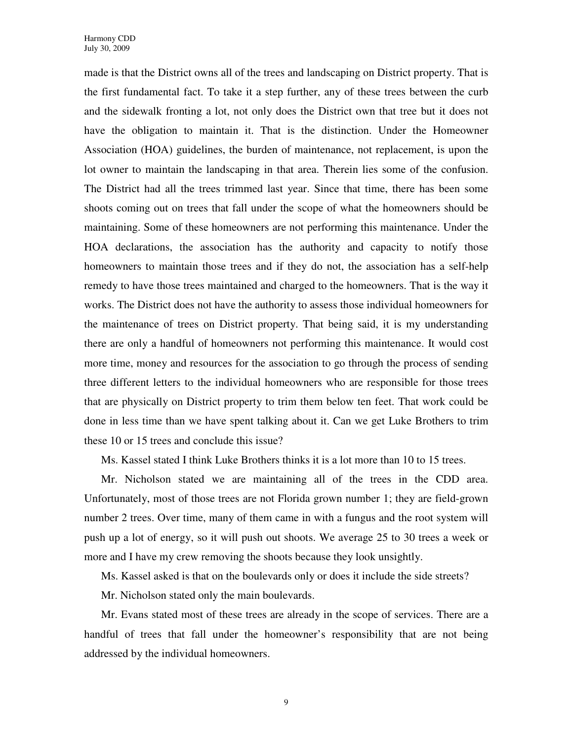made is that the District owns all of the trees and landscaping on District property. That is the first fundamental fact. To take it a step further, any of these trees between the curb and the sidewalk fronting a lot, not only does the District own that tree but it does not have the obligation to maintain it. That is the distinction. Under the Homeowner Association (HOA) guidelines, the burden of maintenance, not replacement, is upon the lot owner to maintain the landscaping in that area. Therein lies some of the confusion. The District had all the trees trimmed last year. Since that time, there has been some shoots coming out on trees that fall under the scope of what the homeowners should be maintaining. Some of these homeowners are not performing this maintenance. Under the HOA declarations, the association has the authority and capacity to notify those homeowners to maintain those trees and if they do not, the association has a self-help remedy to have those trees maintained and charged to the homeowners. That is the way it works. The District does not have the authority to assess those individual homeowners for the maintenance of trees on District property. That being said, it is my understanding there are only a handful of homeowners not performing this maintenance. It would cost more time, money and resources for the association to go through the process of sending three different letters to the individual homeowners who are responsible for those trees that are physically on District property to trim them below ten feet. That work could be done in less time than we have spent talking about it. Can we get Luke Brothers to trim these 10 or 15 trees and conclude this issue?

Ms. Kassel stated I think Luke Brothers thinks it is a lot more than 10 to 15 trees.

Mr. Nicholson stated we are maintaining all of the trees in the CDD area. Unfortunately, most of those trees are not Florida grown number 1; they are field-grown number 2 trees. Over time, many of them came in with a fungus and the root system will push up a lot of energy, so it will push out shoots. We average 25 to 30 trees a week or more and I have my crew removing the shoots because they look unsightly.

Ms. Kassel asked is that on the boulevards only or does it include the side streets?

Mr. Nicholson stated only the main boulevards.

Mr. Evans stated most of these trees are already in the scope of services. There are a handful of trees that fall under the homeowner's responsibility that are not being addressed by the individual homeowners.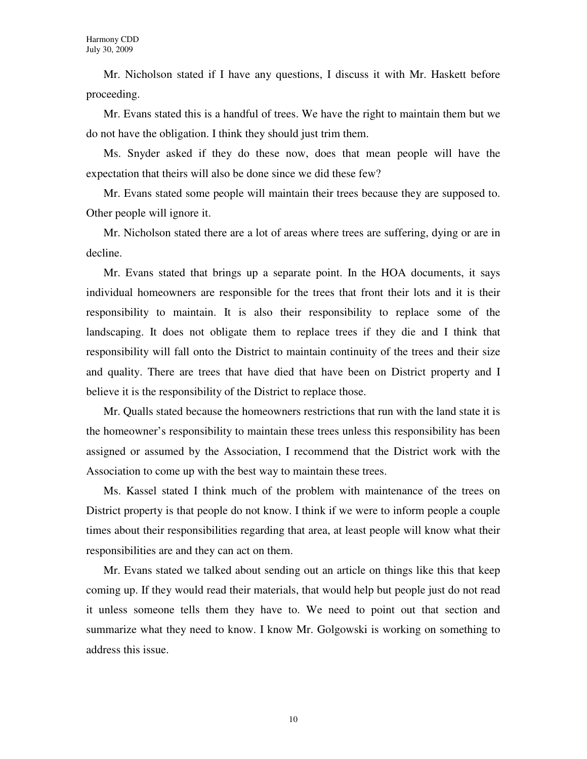Mr. Nicholson stated if I have any questions, I discuss it with Mr. Haskett before proceeding.

Mr. Evans stated this is a handful of trees. We have the right to maintain them but we do not have the obligation. I think they should just trim them.

Ms. Snyder asked if they do these now, does that mean people will have the expectation that theirs will also be done since we did these few?

Mr. Evans stated some people will maintain their trees because they are supposed to. Other people will ignore it.

Mr. Nicholson stated there are a lot of areas where trees are suffering, dying or are in decline.

Mr. Evans stated that brings up a separate point. In the HOA documents, it says individual homeowners are responsible for the trees that front their lots and it is their responsibility to maintain. It is also their responsibility to replace some of the landscaping. It does not obligate them to replace trees if they die and I think that responsibility will fall onto the District to maintain continuity of the trees and their size and quality. There are trees that have died that have been on District property and I believe it is the responsibility of the District to replace those.

Mr. Qualls stated because the homeowners restrictions that run with the land state it is the homeowner's responsibility to maintain these trees unless this responsibility has been assigned or assumed by the Association, I recommend that the District work with the Association to come up with the best way to maintain these trees.

Ms. Kassel stated I think much of the problem with maintenance of the trees on District property is that people do not know. I think if we were to inform people a couple times about their responsibilities regarding that area, at least people will know what their responsibilities are and they can act on them.

Mr. Evans stated we talked about sending out an article on things like this that keep coming up. If they would read their materials, that would help but people just do not read it unless someone tells them they have to. We need to point out that section and summarize what they need to know. I know Mr. Golgowski is working on something to address this issue.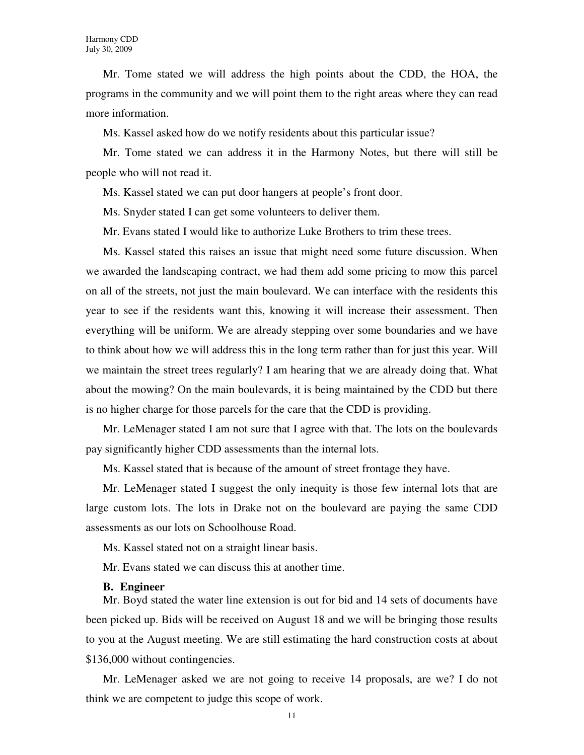Mr. Tome stated we will address the high points about the CDD, the HOA, the programs in the community and we will point them to the right areas where they can read more information.

Ms. Kassel asked how do we notify residents about this particular issue?

Mr. Tome stated we can address it in the Harmony Notes, but there will still be people who will not read it.

Ms. Kassel stated we can put door hangers at people's front door.

Ms. Snyder stated I can get some volunteers to deliver them.

Mr. Evans stated I would like to authorize Luke Brothers to trim these trees.

Ms. Kassel stated this raises an issue that might need some future discussion. When we awarded the landscaping contract, we had them add some pricing to mow this parcel on all of the streets, not just the main boulevard. We can interface with the residents this year to see if the residents want this, knowing it will increase their assessment. Then everything will be uniform. We are already stepping over some boundaries and we have to think about how we will address this in the long term rather than for just this year. Will we maintain the street trees regularly? I am hearing that we are already doing that. What about the mowing? On the main boulevards, it is being maintained by the CDD but there is no higher charge for those parcels for the care that the CDD is providing.

Mr. LeMenager stated I am not sure that I agree with that. The lots on the boulevards pay significantly higher CDD assessments than the internal lots.

Ms. Kassel stated that is because of the amount of street frontage they have.

Mr. LeMenager stated I suggest the only inequity is those few internal lots that are large custom lots. The lots in Drake not on the boulevard are paying the same CDD assessments as our lots on Schoolhouse Road.

Ms. Kassel stated not on a straight linear basis.

Mr. Evans stated we can discuss this at another time.

**B. Engineer**

Mr. Boyd stated the water line extension is out for bid and 14 sets of documents have been picked up. Bids will be received on August 18 and we will be bringing those results to you at the August meeting. We are still estimating the hard construction costs at about $136,000 without contingencies.

Mr. LeMenager asked we are not going to receive 14 proposals, are we? I do not think we are competent to judge this scope of work.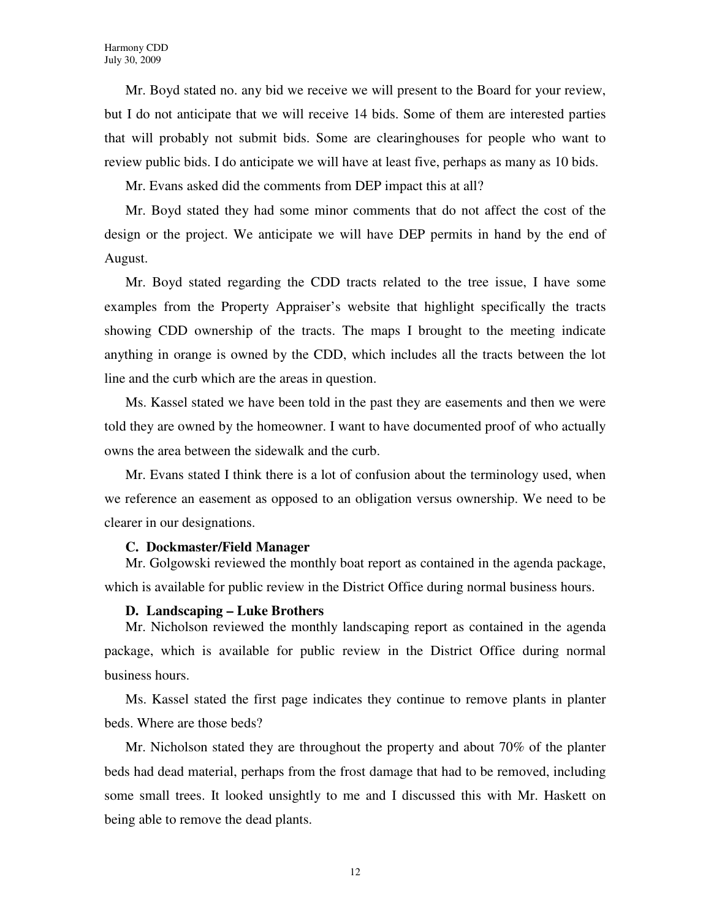Mr. Boyd stated no. any bid we receive we will present to the Board for your review, but I do not anticipate that we will receive 14 bids. Some of them are interested parties that will probably not submit bids. Some are clearinghouses for people who want to review public bids. I do anticipate we will have at least five, perhaps as many as 10 bids.

Mr. Evans asked did the comments from DEP impact this at all?

Mr. Boyd stated they had some minor comments that do not affect the cost of the design or the project. We anticipate we will have DEP permits in hand by the end of August.

Mr. Boyd stated regarding the CDD tracts related to the tree issue, I have some examples from the Property Appraiser's website that highlight specifically the tracts showing CDD ownership of the tracts. The maps I brought to the meeting indicate anything in orange is owned by the CDD, which includes all the tracts between the lot line and the curb which are the areas in question.

Ms. Kassel stated we have been told in the past they are easements and then we were told they are owned by the homeowner. I want to have documented proof of who actually owns the area between the sidewalk and the curb.

Mr. Evans stated I think there is a lot of confusion about the terminology used, when we reference an easement as opposed to an obligation versus ownership. We need to be clearer in our designations.

**C. Dockmaster/Field Manager**

Mr. Golgowski reviewed the monthly boat report as contained in the agenda package, which is available for public review in the District Office during normal business hours.

**D. Landscaping – Luke Brothers**

Mr. Nicholson reviewed the monthly landscaping report as contained in the agenda package, which is available for public review in the District Office during normal business hours.

Ms. Kassel stated the first page indicates they continue to remove plants in planter beds. Where are those beds?

Mr. Nicholson stated they are throughout the property and about 70% of the planter beds had dead material, perhaps from the frost damage that had to be removed, including some small trees. It looked unsightly to me and I discussed this with Mr. Haskett on being able to remove the dead plants.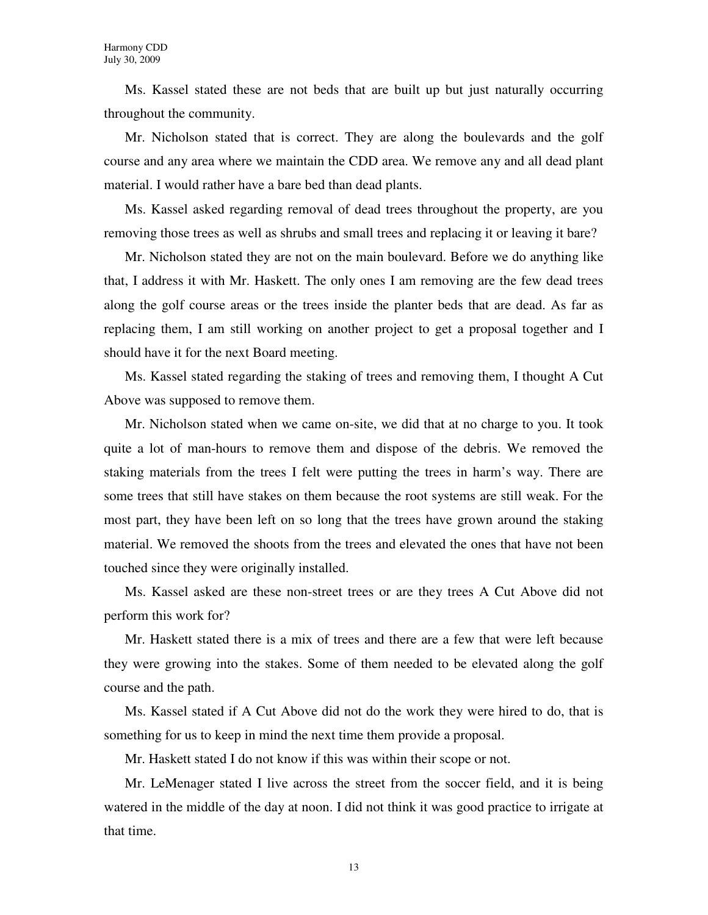Ms. Kassel stated these are not beds that are built up but just naturally occurring throughout the community.

Mr. Nicholson stated that is correct. They are along the boulevards and the golf course and any area where we maintain the CDD area. We remove any and all dead plant material. I would rather have a bare bed than dead plants.

Ms. Kassel asked regarding removal of dead trees throughout the property, are you removing those trees as well as shrubs and small trees and replacing it or leaving it bare?

Mr. Nicholson stated they are not on the main boulevard. Before we do anything like that, I address it with Mr. Haskett. The only ones I am removing are the few dead trees along the golf course areas or the trees inside the planter beds that are dead. As far as replacing them, I am still working on another project to get a proposal together and I should have it for the next Board meeting.

Ms. Kassel stated regarding the staking of trees and removing them, I thought A Cut Above was supposed to remove them.

Mr. Nicholson stated when we came on-site, we did that at no charge to you. It took quite a lot of man-hours to remove them and dispose of the debris. We removed the staking materials from the trees I felt were putting the trees in harm's way. There are some trees that still have stakes on them because the root systems are still weak. For the most part, they have been left on so long that the trees have grown around the staking material. We removed the shoots from the trees and elevated the ones that have not been touched since they were originally installed.

Ms. Kassel asked are these non-street trees or are they trees A Cut Above did not perform this work for?

Mr. Haskett stated there is a mix of trees and there are a few that were left because they were growing into the stakes. Some of them needed to be elevated along the golf course and the path.

Ms. Kassel stated if A Cut Above did not do the work they were hired to do, that is something for us to keep in mind the next time them provide a proposal.

Mr. Haskett stated I do not know if this was within their scope or not.

Mr. LeMenager stated I live across the street from the soccer field, and it is being watered in the middle of the day at noon. I did not think it was good practice to irrigate at that time.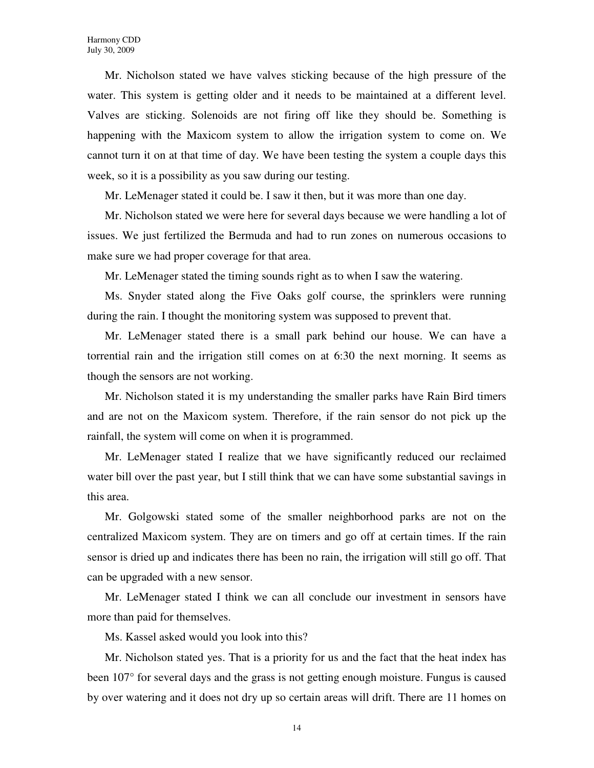Mr. Nicholson stated we have valves sticking because of the high pressure of the water. This system is getting older and it needs to be maintained at a different level. Valves are sticking. Solenoids are not firing off like they should be. Something is happening with the Maxicom system to allow the irrigation system to come on. We cannot turn it on at that time of day. We have been testing the system a couple days this week, so it is a possibility as you saw during our testing.

Mr. LeMenager stated it could be. I saw it then, but it was more than one day.

Mr. Nicholson stated we were here for several days because we were handling a lot of issues. We just fertilized the Bermuda and had to run zones on numerous occasions to make sure we had proper coverage for that area.

Mr. LeMenager stated the timing sounds right as to when I saw the watering.

Ms. Snyder stated along the Five Oaks golf course, the sprinklers were running during the rain. I thought the monitoring system was supposed to prevent that.

Mr. LeMenager stated there is a small park behind our house. We can have a torrential rain and the irrigation still comes on at 6:30 the next morning. It seems as though the sensors are not working.

Mr. Nicholson stated it is my understanding the smaller parks have Rain Bird timers and are not on the Maxicom system. Therefore, if the rain sensor do not pick up the rainfall, the system will come on when it is programmed.

Mr. LeMenager stated I realize that we have significantly reduced our reclaimed water bill over the past year, but I still think that we can have some substantial savings in this area.

Mr. Golgowski stated some of the smaller neighborhood parks are not on the centralized Maxicom system. They are on timers and go off at certain times. If the rain sensor is dried up and indicates there has been no rain, the irrigation will still go off. That can be upgraded with a new sensor.

Mr. LeMenager stated I think we can all conclude our investment in sensors have more than paid for themselves.

Ms. Kassel asked would you look into this?

Mr. Nicholson stated yes. That is a priority for us and the fact that the heat index has been 107° for several days and the grass is not getting enough moisture. Fungus is caused by over watering and it does not dry up so certain areas will drift. There are 11 homes on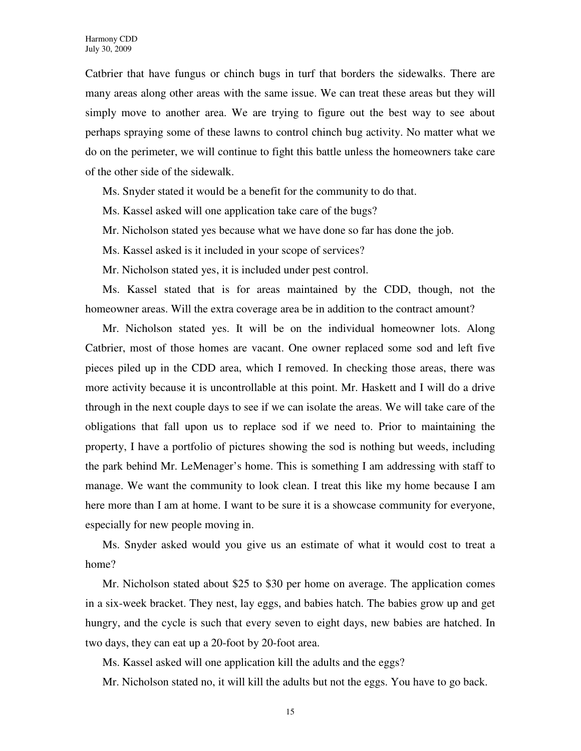Catbrier that have fungus or chinch bugs in turf that borders the sidewalks. There are many areas along other areas with the same issue. We can treat these areas but they will simply move to another area. We are trying to figure out the best way to see about perhaps spraying some of these lawns to control chinch bug activity. No matter what we do on the perimeter, we will continue to fight this battle unless the homeowners take care of the other side of the sidewalk.

Ms. Snyder stated it would be a benefit for the community to do that.

Ms. Kassel asked will one application take care of the bugs?

Mr. Nicholson stated yes because what we have done so far has done the job.

Ms. Kassel asked is it included in your scope of services?

Mr. Nicholson stated yes, it is included under pest control.

Ms. Kassel stated that is for areas maintained by the CDD, though, not the homeowner areas. Will the extra coverage area be in addition to the contract amount?

Mr. Nicholson stated yes. It will be on the individual homeowner lots. Along Catbrier, most of those homes are vacant. One owner replaced some sod and left five pieces piled up in the CDD area, which I removed. In checking those areas, there was more activity because it is uncontrollable at this point. Mr. Haskett and I will do a drive through in the next couple days to see if we can isolate the areas. We will take care of the obligations that fall upon us to replace sod if we need to. Prior to maintaining the property, I have a portfolio of pictures showing the sod is nothing but weeds, including the park behind Mr. LeMenager's home. This is something I am addressing with staff to manage. We want the community to look clean. I treat this like my home because I am here more than I am at home. I want to be sure it is a showcase community for everyone, especially for new people moving in.

Ms. Snyder asked would you give us an estimate of what it would cost to treat a home?

Mr. Nicholson stated about $25 to $30 per home on average. The application comes in a six-week bracket. They nest, lay eggs, and babies hatch. The babies grow up and get hungry, and the cycle is such that every seven to eight days, new babies are hatched. In two days, they can eat up a 20-foot by 20-foot area.

Ms. Kassel asked will one application kill the adults and the eggs?

Mr. Nicholson stated no, it will kill the adults but not the eggs. You have to go back.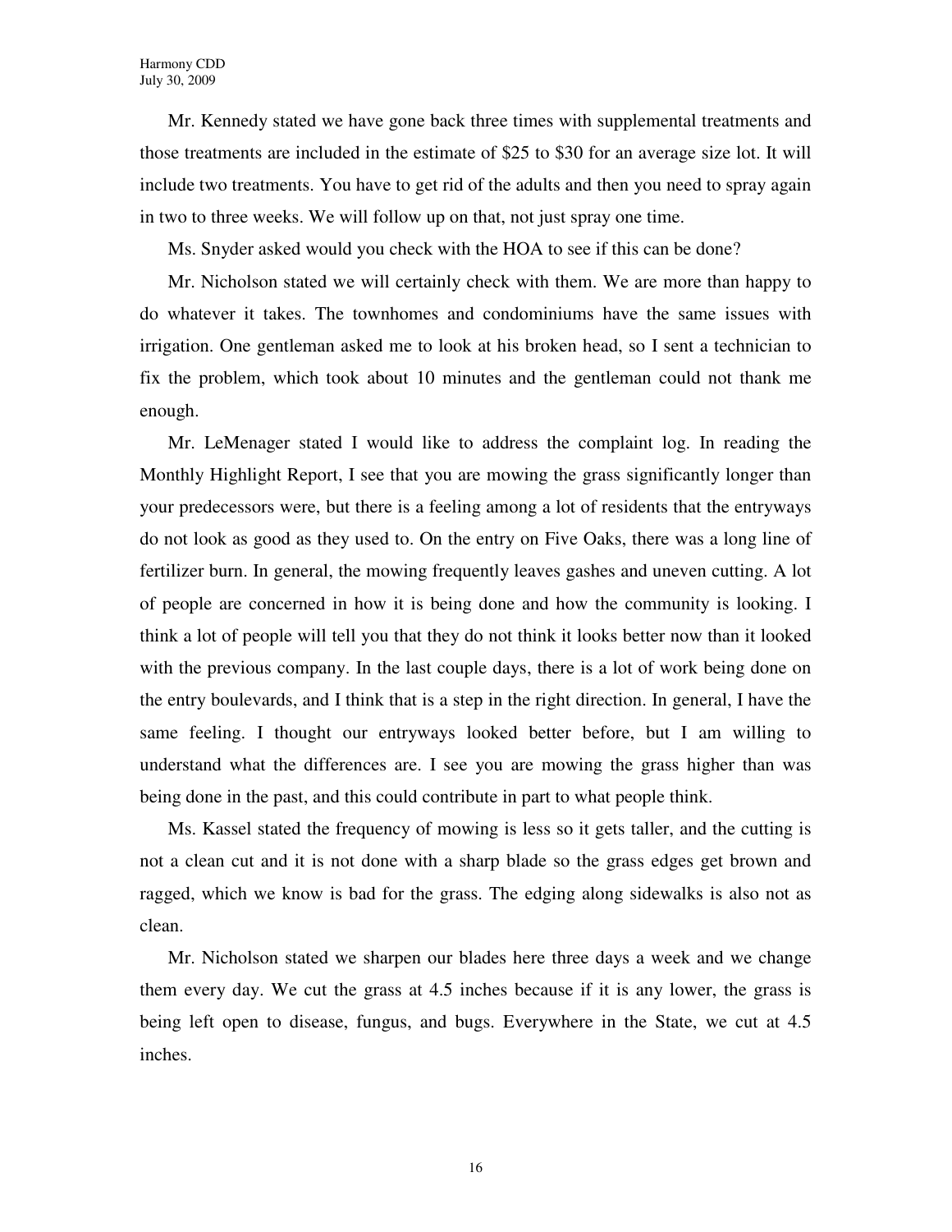Mr. Kennedy stated we have gone back three times with supplemental treatments and those treatments are included in the estimate of $25 to $30 for an average size lot. It will include two treatments. You have to get rid of the adults and then you need to spray again in two to three weeks. We will follow up on that, not just spray one time.

Ms. Snyder asked would you check with the HOA to see if this can be done?

Mr. Nicholson stated we will certainly check with them. We are more than happy to do whatever it takes. The townhomes and condominiums have the same issues with irrigation. One gentleman asked me to look at his broken head, so I sent a technician to fix the problem, which took about 10 minutes and the gentleman could not thank me enough.

Mr. LeMenager stated I would like to address the complaint log. In reading the Monthly Highlight Report, I see that you are mowing the grass significantly longer than your predecessors were, but there is a feeling among a lot of residents that the entryways do not look as good as they used to. On the entry on Five Oaks, there was a long line of fertilizer burn. In general, the mowing frequently leaves gashes and uneven cutting. A lot of people are concerned in how it is being done and how the community is looking. I think a lot of people will tell you that they do not think it looks better now than it looked with the previous company. In the last couple days, there is a lot of work being done on the entry boulevards, and I think that is a step in the right direction. In general, I have the same feeling. I thought our entryways looked better before, but I am willing to understand what the differences are. I see you are mowing the grass higher than was being done in the past, and this could contribute in part to what people think.

Ms. Kassel stated the frequency of mowing is less so it gets taller, and the cutting is not a clean cut and it is not done with a sharp blade so the grass edges get brown and ragged, which we know is bad for the grass. The edging along sidewalks is also not as clean.

Mr. Nicholson stated we sharpen our blades here three days a week and we change them every day. We cut the grass at 4.5 inches because if it is any lower, the grass is being left open to disease, fungus, and bugs. Everywhere in the State, we cut at 4.5 inches.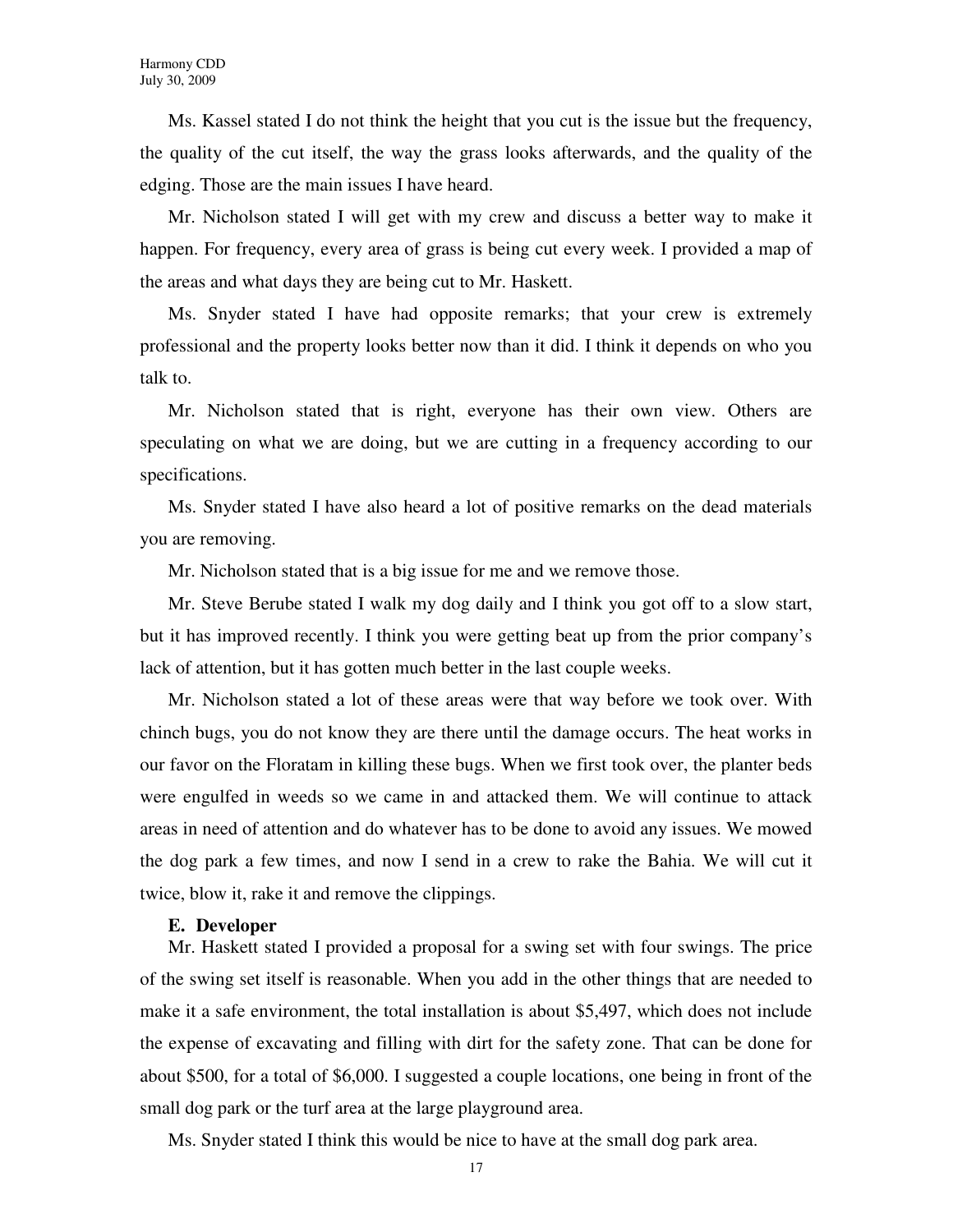Ms. Kassel stated I do not think the height that you cut is the issue but the frequency, the quality of the cut itself, the way the grass looks afterwards, and the quality of the edging. Those are the main issues I have heard.

Mr. Nicholson stated I will get with my crew and discuss a better way to make it happen. For frequency, every area of grass is being cut every week. I provided a map of the areas and what days they are being cut to Mr. Haskett.

Ms. Snyder stated I have had opposite remarks; that your crew is extremely professional and the property looks better now than it did. I think it depends on who you talk to.

Mr. Nicholson stated that is right, everyone has their own view. Others are speculating on what we are doing, but we are cutting in a frequency according to our specifications.

Ms. Snyder stated I have also heard a lot of positive remarks on the dead materials you are removing.

Mr. Nicholson stated that is a big issue for me and we remove those.

Mr. Steve Berube stated I walk my dog daily and I think you got off to a slow start, but it has improved recently. I think you were getting beat up from the prior company's lack of attention, but it has gotten much better in the last couple weeks.

Mr. Nicholson stated a lot of these areas were that way before we took over. With chinch bugs, you do not know they are there until the damage occurs. The heat works in our favor on the Floratam in killing these bugs. When we first took over, the planter beds were engulfed in weeds so we came in and attacked them. We will continue to attack areas in need of attention and do whatever has to be done to avoid any issues. We mowed the dog park a few times, and now I send in a crew to rake the Bahia. We will cut it twice, blow it, rake it and remove the clippings.

**E. Developer**

Mr. Haskett stated I provided a proposal for a swing set with four swings. The price of the swing set itself is reasonable. When you add in the other things that are needed to make it a safe environment, the total installation is about $5,497, which does not include the expense of excavating and filling with dirt for the safety zone. That can be done for about $500, for a total of $6,000. I suggested a couple locations, one being in front of the small dog park or the turf area at the large playground area.

Ms. Snyder stated I think this would be nice to have at the small dog park area.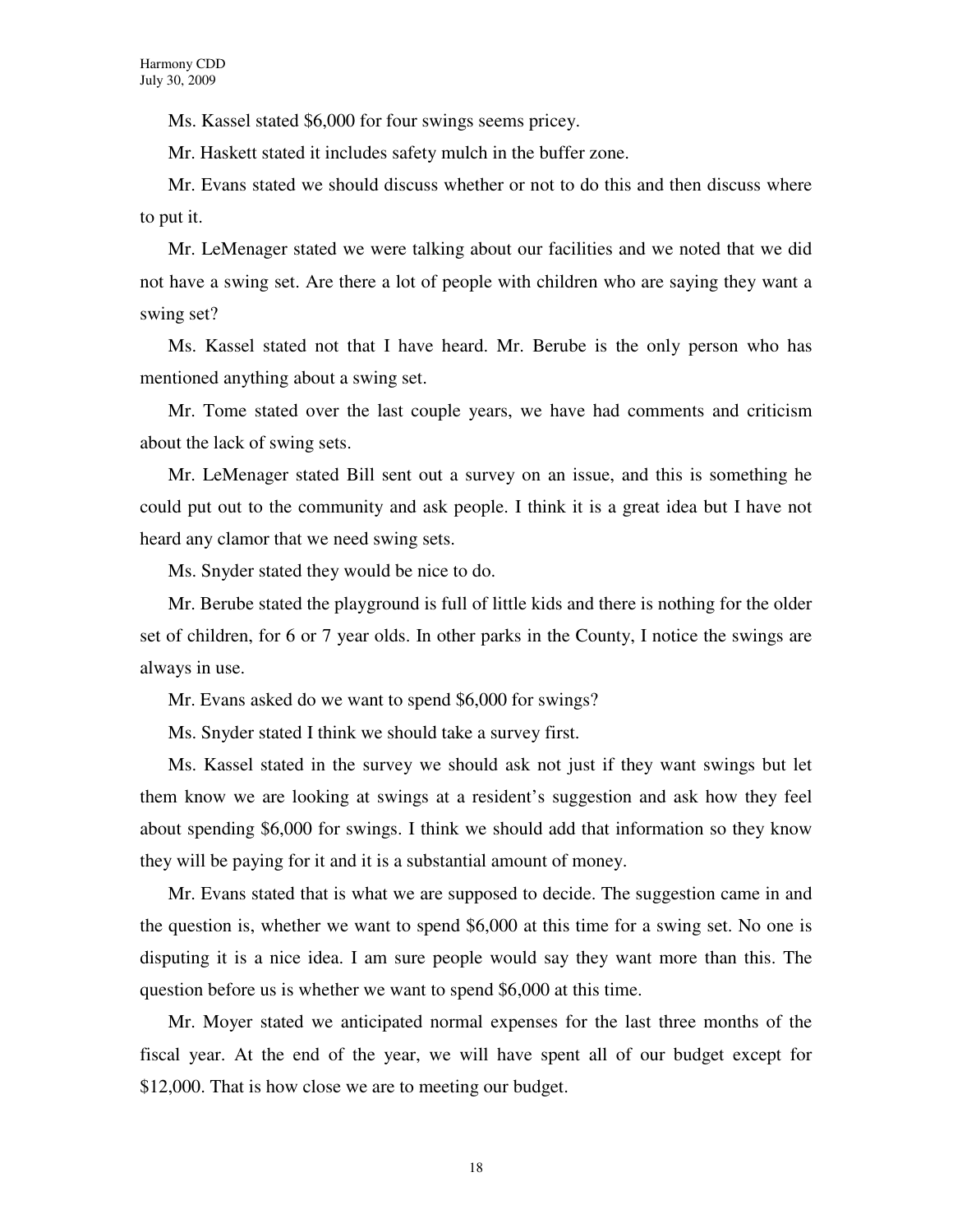Ms. Kassel stated $6,000 for four swings seems pricey.

Mr. Haskett stated it includes safety mulch in the buffer zone.

Mr. Evans stated we should discuss whether or not to do this and then discuss where to put it.

Mr. LeMenager stated we were talking about our facilities and we noted that we did not have a swing set. Are there a lot of people with children who are saying they want a swing set?

Ms. Kassel stated not that I have heard. Mr. Berube is the only person who has mentioned anything about a swing set.

Mr. Tome stated over the last couple years, we have had comments and criticism about the lack of swing sets.

Mr. LeMenager stated Bill sent out a survey on an issue, and this is something he could put out to the community and ask people. I think it is a great idea but I have not heard any clamor that we need swing sets.

Ms. Snyder stated they would be nice to do.

Mr. Berube stated the playground is full of little kids and there is nothing for the older set of children, for 6 or 7 year olds. In other parks in the County, I notice the swings are always in use.

Mr. Evans asked do we want to spend $6,000 for swings?

Ms. Snyder stated I think we should take a survey first.

Ms. Kassel stated in the survey we should ask not just if they want swings but let them know we are looking at swings at a resident's suggestion and ask how they feel about spending $6,000 for swings. I think we should add that information so they know they will be paying for it and it is a substantial amount of money.

Mr. Evans stated that is what we are supposed to decide. The suggestion came in and the question is, whether we want to spend $6,000 at this time for a swing set. No one is disputing it is a nice idea. I am sure people would say they want more than this. The question before us is whether we want to spend $6,000 at this time.

Mr. Moyer stated we anticipated normal expenses for the last three months of the fiscal year. At the end of the year, we will have spent all of our budget except for $12,000. That is how close we are to meeting our budget.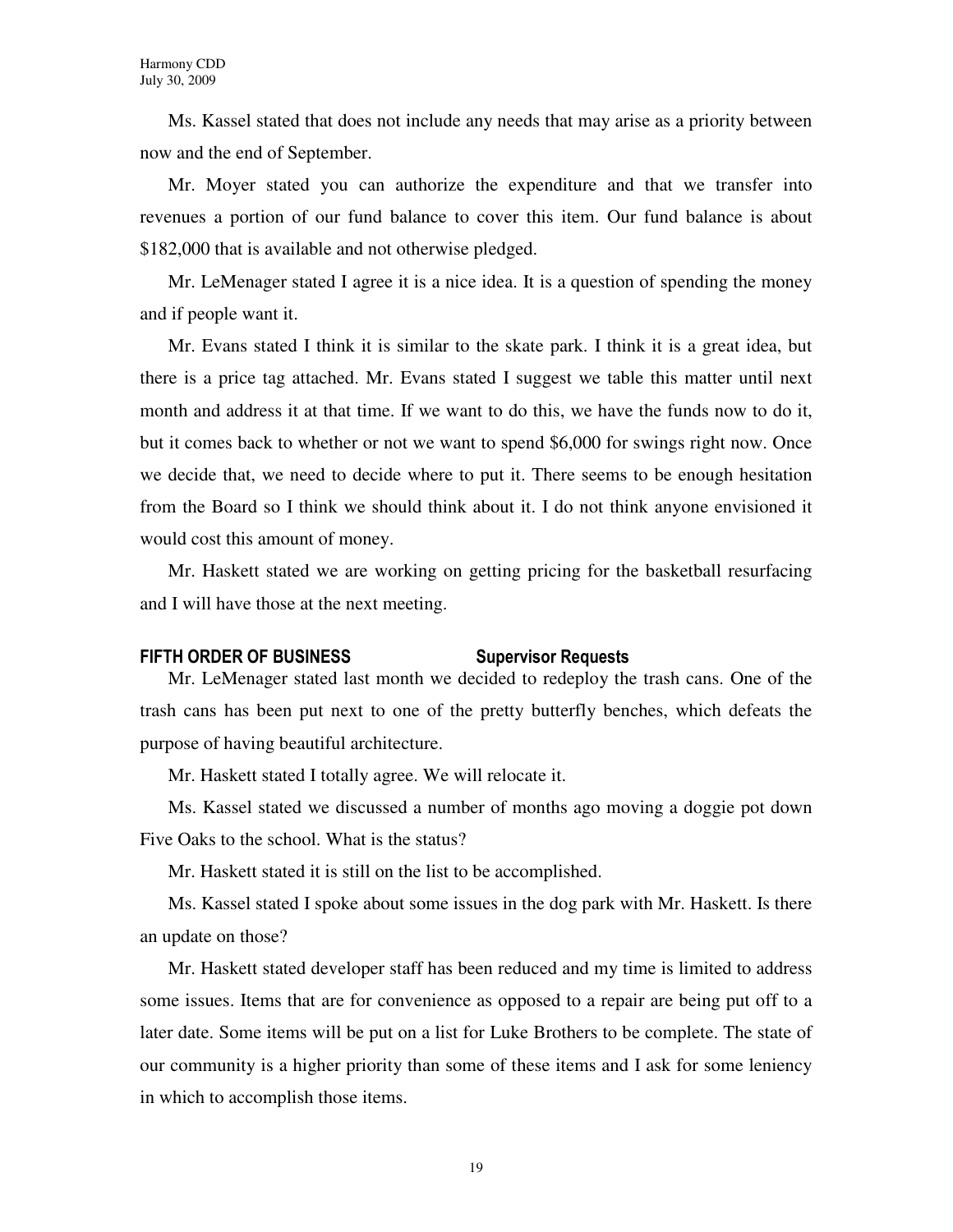Ms. Kassel stated that does not include any needs that may arise as a priority between now and the end of September.

Mr. Moyer stated you can authorize the expenditure and that we transfer into revenues a portion of our fund balance to cover this item. Our fund balance is about $182,000 that is available and not otherwise pledged.

Mr. LeMenager stated I agree it is a nice idea. It is a question of spending the money and if people want it.

Mr. Evans stated I think it is similar to the skate park. I think it is a great idea, but there is a price tag attached. Mr. Evans stated I suggest we table this matter until next month and address it at that time. If we want to do this, we have the funds now to do it, but it comes back to whether or not we want to spend $6,000 for swings right now. Once we decide that, we need to decide where to put it. There seems to be enough hesitation from the Board so I think we should think about it. I do not think anyone envisioned it would cost this amount of money.

Mr. Haskett stated we are working on getting pricing for the basketball resurfacing and I will have those at the next meeting.

**FIFTH ORDER OF BUSINESS Supervisor Requests**

Mr. LeMenager stated last month we decided to redeploy the trash cans. One of the trash cans has been put next to one of the pretty butterfly benches, which defeats the purpose of having beautiful architecture.

Mr. Haskett stated I totally agree. We will relocate it.

Ms. Kassel stated we discussed a number of months ago moving a doggie pot down Five Oaks to the school. What is the status?

Mr. Haskett stated it is still on the list to be accomplished.

Ms. Kassel stated I spoke about some issues in the dog park with Mr. Haskett. Is there an update on those?

Mr. Haskett stated developer staff has been reduced and my time is limited to address some issues. Items that are for convenience as opposed to a repair are being put off to a later date. Some items will be put on a list for Luke Brothers to be complete. The state of our community is a higher priority than some of these items and I ask for some leniency in which to accomplish those items.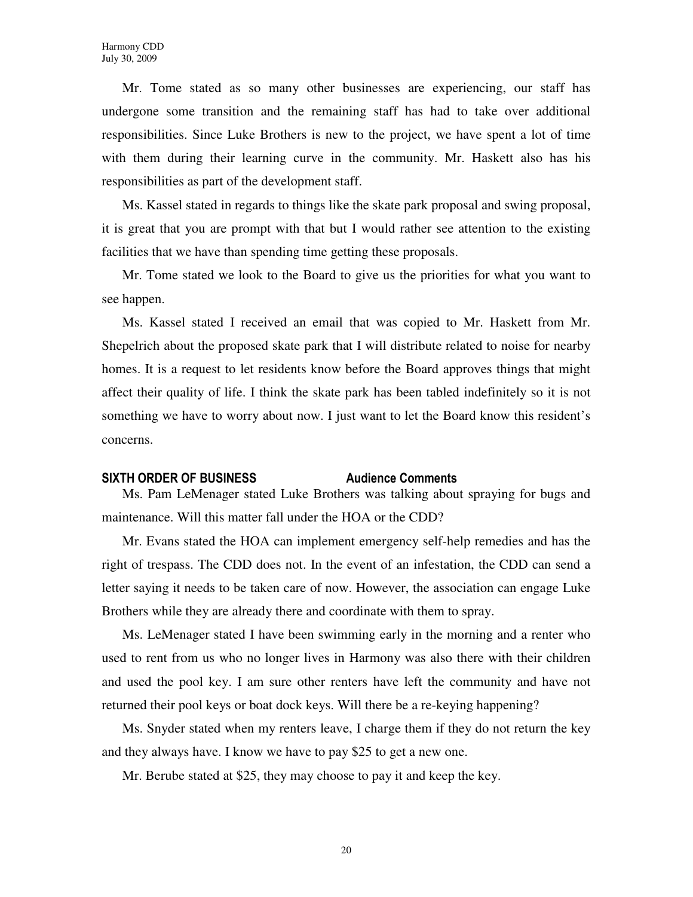Mr. Tome stated as so many other businesses are experiencing, our staff has undergone some transition and the remaining staff has had to take over additional responsibilities. Since Luke Brothers is new to the project, we have spent a lot of time with them during their learning curve in the community. Mr. Haskett also has his responsibilities as part of the development staff.

Ms. Kassel stated in regards to things like the skate park proposal and swing proposal, it is great that you are prompt with that but I would rather see attention to the existing facilities that we have than spending time getting these proposals.

Mr. Tome stated we look to the Board to give us the priorities for what you want to see happen.

Ms. Kassel stated I received an email that was copied to Mr. Haskett from Mr. Shepelrich about the proposed skate park that I will distribute related to noise for nearby homes. It is a request to let residents know before the Board approves things that might affect their quality of life. I think the skate park has been tabled indefinitely so it is not something we have to worry about now. I just want to let the Board know this resident's concerns.

**SIXTH ORDER OF BUSINESS Audience Comments**

Ms. Pam LeMenager stated Luke Brothers was talking about spraying for bugs and maintenance. Will this matter fall under the HOA or the CDD?

Mr. Evans stated the HOA can implement emergency self-help remedies and has the right of trespass. The CDD does not. In the event of an infestation, the CDD can send a letter saying it needs to be taken care of now. However, the association can engage Luke Brothers while they are already there and coordinate with them to spray.

Ms. LeMenager stated I have been swimming early in the morning and a renter who used to rent from us who no longer lives in Harmony was also there with their children and used the pool key. I am sure other renters have left the community and have not returned their pool keys or boat dock keys. Will there be a re-keying happening?

Ms. Snyder stated when my renters leave, I charge them if they do not return the key and they always have. I know we have to pay $25 to get a new one.

Mr. Berube stated at $25, they may choose to pay it and keep the key.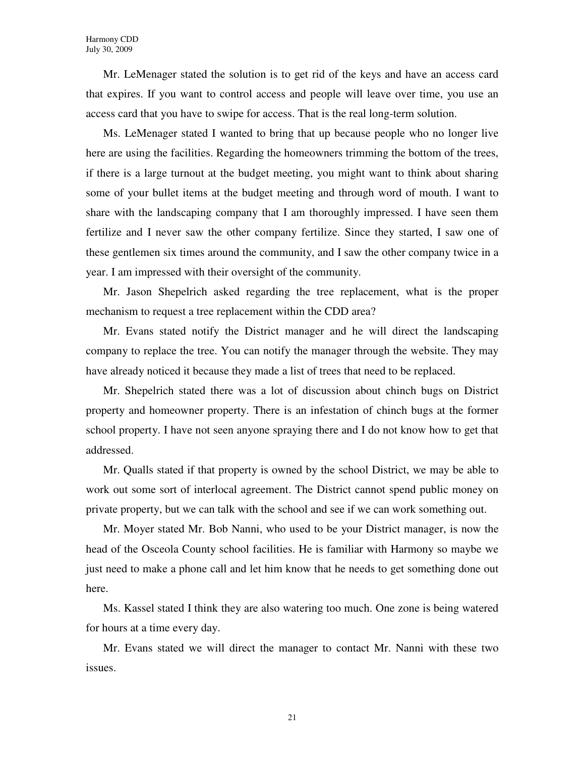Mr. LeMenager stated the solution is to get rid of the keys and have an access card that expires. If you want to control access and people will leave over time, you use an access card that you have to swipe for access. That is the real long-term solution.

Ms. LeMenager stated I wanted to bring that up because people who no longer live here are using the facilities. Regarding the homeowners trimming the bottom of the trees, if there is a large turnout at the budget meeting, you might want to think about sharing some of your bullet items at the budget meeting and through word of mouth. I want to share with the landscaping company that I am thoroughly impressed. I have seen them fertilize and I never saw the other company fertilize. Since they started, I saw one of these gentlemen six times around the community, and I saw the other company twice in a year. I am impressed with their oversight of the community.

Mr. Jason Shepelrich asked regarding the tree replacement, what is the proper mechanism to request a tree replacement within the CDD area?

Mr. Evans stated notify the District manager and he will direct the landscaping company to replace the tree. You can notify the manager through the website. They may have already noticed it because they made a list of trees that need to be replaced.

Mr. Shepelrich stated there was a lot of discussion about chinch bugs on District property and homeowner property. There is an infestation of chinch bugs at the former school property. I have not seen anyone spraying there and I do not know how to get that addressed.

Mr. Qualls stated if that property is owned by the school District, we may be able to work out some sort of interlocal agreement. The District cannot spend public money on private property, but we can talk with the school and see if we can work something out.

Mr. Moyer stated Mr. Bob Nanni, who used to be your District manager, is now the head of the Osceola County school facilities. He is familiar with Harmony so maybe we just need to make a phone call and let him know that he needs to get something done out here.

Ms. Kassel stated I think they are also watering too much. One zone is being watered for hours at a time every day.

Mr. Evans stated we will direct the manager to contact Mr. Nanni with these two issues.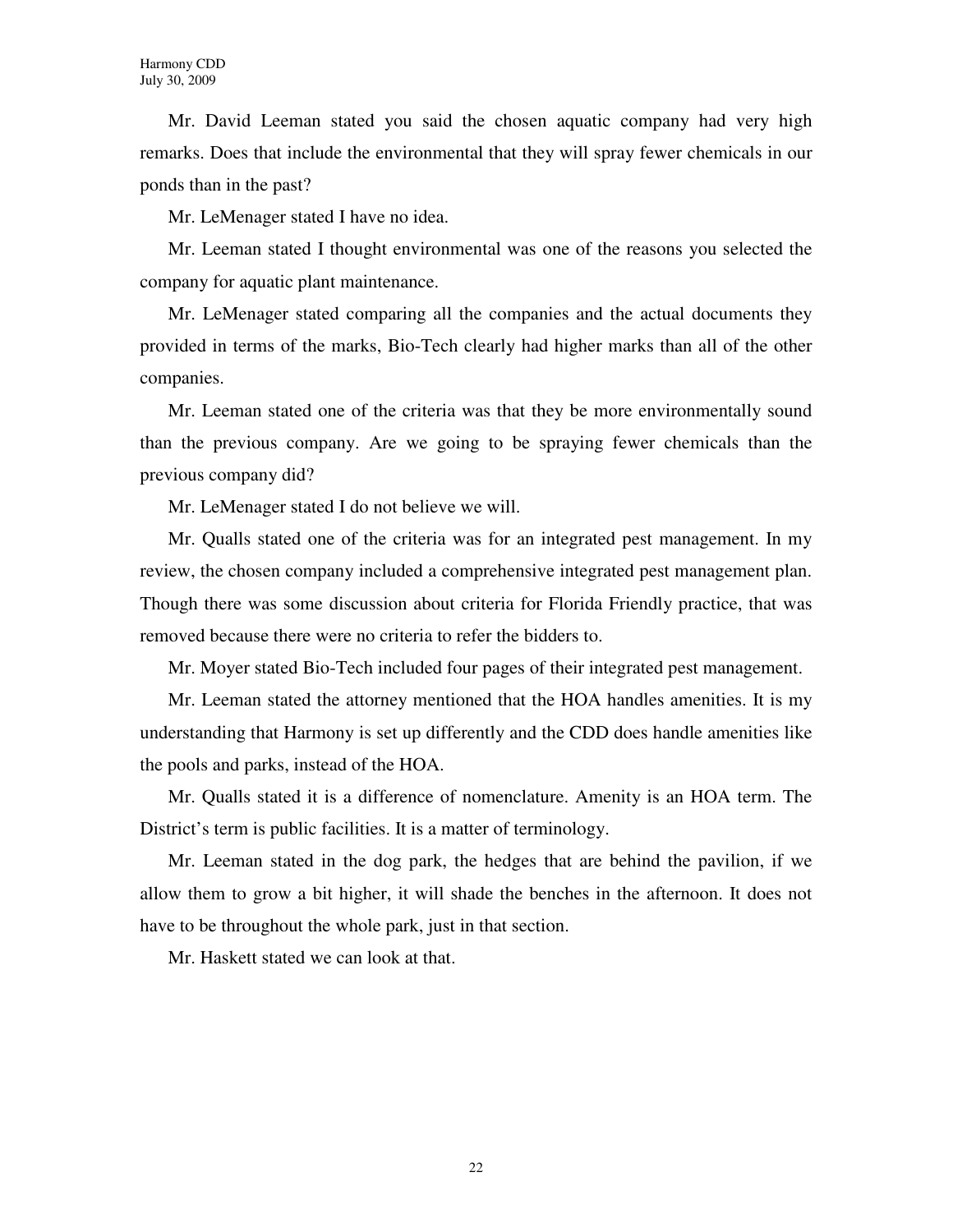Mr. David Leeman stated you said the chosen aquatic company had very high remarks. Does that include the environmental that they will spray fewer chemicals in our ponds than in the past?

Mr. LeMenager stated I have no idea.

Mr. Leeman stated I thought environmental was one of the reasons you selected the company for aquatic plant maintenance.

Mr. LeMenager stated comparing all the companies and the actual documents they provided in terms of the marks, Bio-Tech clearly had higher marks than all of the other companies.

Mr. Leeman stated one of the criteria was that they be more environmentally sound than the previous company. Are we going to be spraying fewer chemicals than the previous company did?

Mr. LeMenager stated I do not believe we will.

Mr. Qualls stated one of the criteria was for an integrated pest management. In my review, the chosen company included a comprehensive integrated pest management plan. Though there was some discussion about criteria for Florida Friendly practice, that was removed because there were no criteria to refer the bidders to.

Mr. Moyer stated Bio-Tech included four pages of their integrated pest management.

Mr. Leeman stated the attorney mentioned that the HOA handles amenities. It is my understanding that Harmony is set up differently and the CDD does handle amenities like the pools and parks, instead of the HOA.

Mr. Qualls stated it is a difference of nomenclature. Amenity is an HOA term. The District's term is public facilities. It is a matter of terminology.

Mr. Leeman stated in the dog park, the hedges that are behind the pavilion, if we allow them to grow a bit higher, it will shade the benches in the afternoon. It does not have to be throughout the whole park, just in that section.

Mr. Haskett stated we can look at that.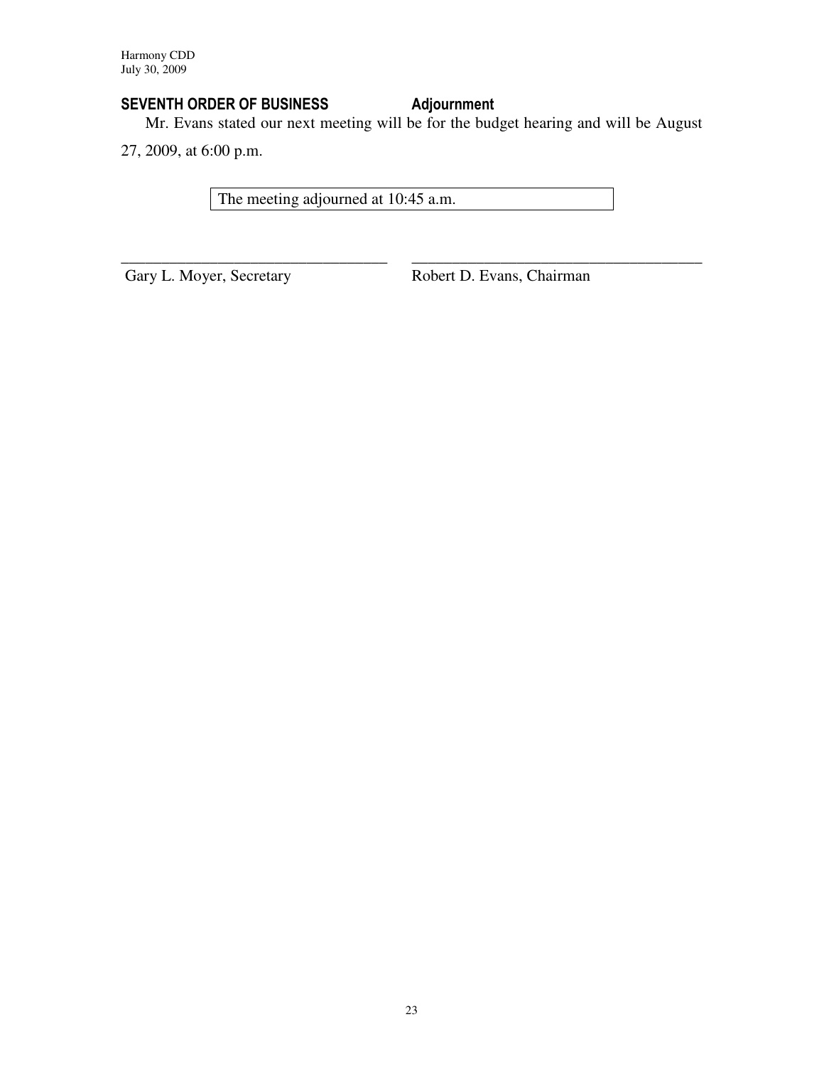## SEVENTH ORDER OF BUSINESS Adjournment

Mr. Evans stated our next meeting will be for the budget hearing and will be August 27, 2009, at 6:00 p.m.

The meeting adjourned at 10:45 a.m.

\_\_\_\_\_\_\_\_\_\_\_\_\_\_\_\_\_\_\_\_\_\_\_\_\_\_\_\_\_\_\_\_\_\_
Gary L. Moyer, Secretary

\_\_\_\_\_\_\_\_\_\_\_\_\_\_\_\_\_\_\_\_\_\_\_\_\_\_\_\_\_\_\_\_\_\_
Robert D. Evans, Chairman